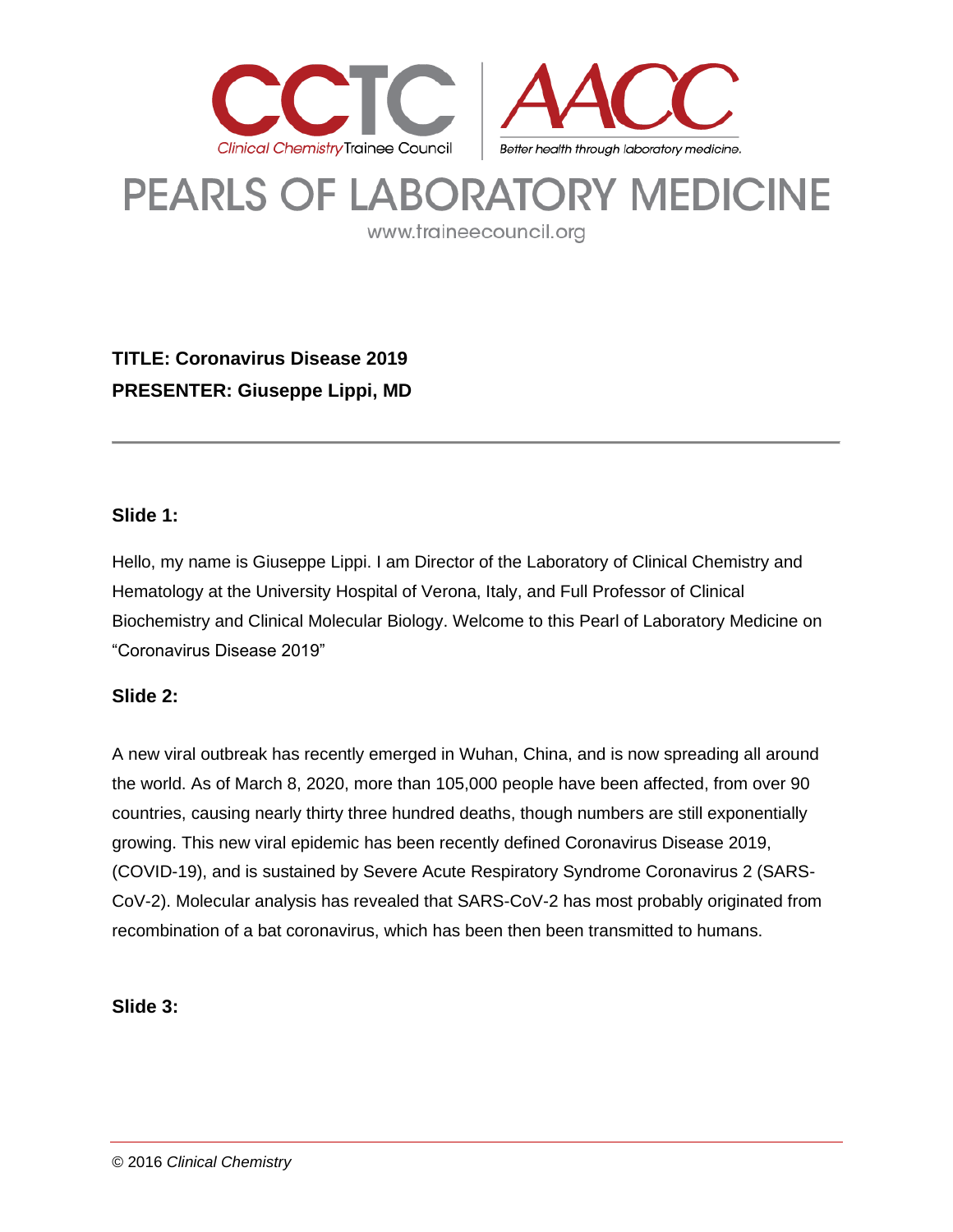# PEARLS OF LABORATORY MEDICINE

www.traineecouncil.org

**TITLE: Coronavirus Disease 2019**

**PRESENTER: Giuseppe Lippi, MD**

---

**Slide 1:**

Hello, my name is Giuseppe Lippi. I am Director of the Laboratory of Clinical Chemistry and Hematology at the University Hospital of Verona, Italy, and Full Professor of Clinical Biochemistry and Clinical Molecular Biology. Welcome to this Pearl of Laboratory Medicine on "Coronavirus Disease 2019"

**Slide 2:**

A new viral outbreak has recently emerged in Wuhan, China, and is now spreading all around the world. As of March 8, 2020, more than 105,000 people have been affected, from over 90 countries, causing nearly thirty three hundred deaths, though numbers are still exponentially growing. This new viral epidemic has been recently defined Coronavirus Disease 2019, (COVID-19), and is sustained by Severe Acute Respiratory Syndrome Coronavirus 2 (SARS-CoV-2). Molecular analysis has revealed that SARS-CoV-2 has most probably originated from recombination of a bat coronavirus, which has been then been transmitted to humans.

**Slide 3:**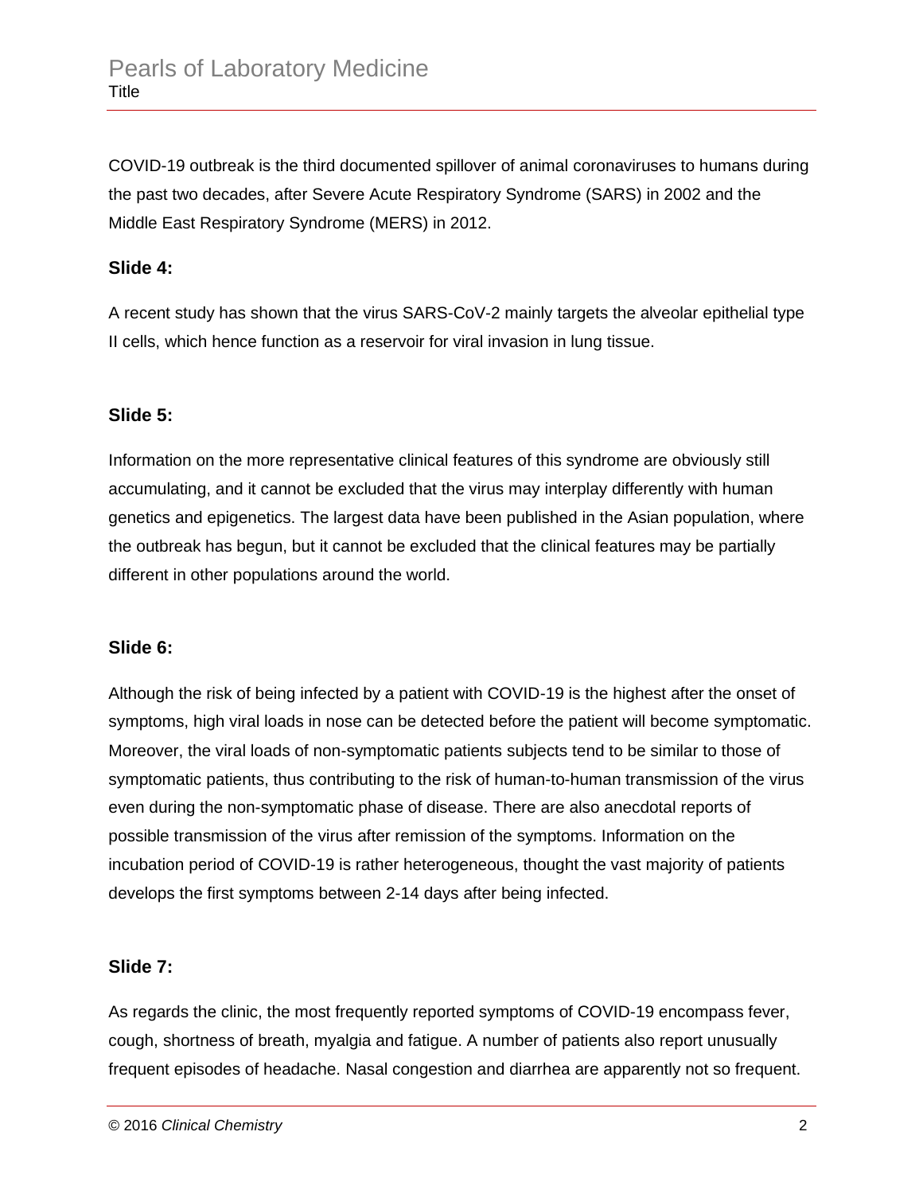COVID-19 outbreak is the third documented spillover of animal coronaviruses to humans during the past two decades, after Severe Acute Respiratory Syndrome (SARS) in 2002 and the Middle East Respiratory Syndrome (MERS) in 2012.

**Slide 4:**

A recent study has shown that the virus SARS-CoV-2 mainly targets the alveolar epithelial type II cells, which hence function as a reservoir for viral invasion in lung tissue.

**Slide 5:**

Information on the more representative clinical features of this syndrome are obviously still accumulating, and it cannot be excluded that the virus may interplay differently with human genetics and epigenetics. The largest data have been published in the Asian population, where the outbreak has begun, but it cannot be excluded that the clinical features may be partially different in other populations around the world.

**Slide 6:**

Although the risk of being infected by a patient with COVID-19 is the highest after the onset of symptoms, high viral loads in nose can be detected before the patient will become symptomatic. Moreover, the viral loads of non-symptomatic patients subjects tend to be similar to those of symptomatic patients, thus contributing to the risk of human-to-human transmission of the virus even during the non-symptomatic phase of disease. There are also anecdotal reports of possible transmission of the virus after remission of the symptoms. Information on the incubation period of COVID-19 is rather heterogeneous, thought the vast majority of patients develops the first symptoms between 2-14 days after being infected.

**Slide 7:**

As regards the clinic, the most frequently reported symptoms of COVID-19 encompass fever, cough, shortness of breath, myalgia and fatigue. A number of patients also report unusually frequent episodes of headache. Nasal congestion and diarrhea are apparently not so frequent.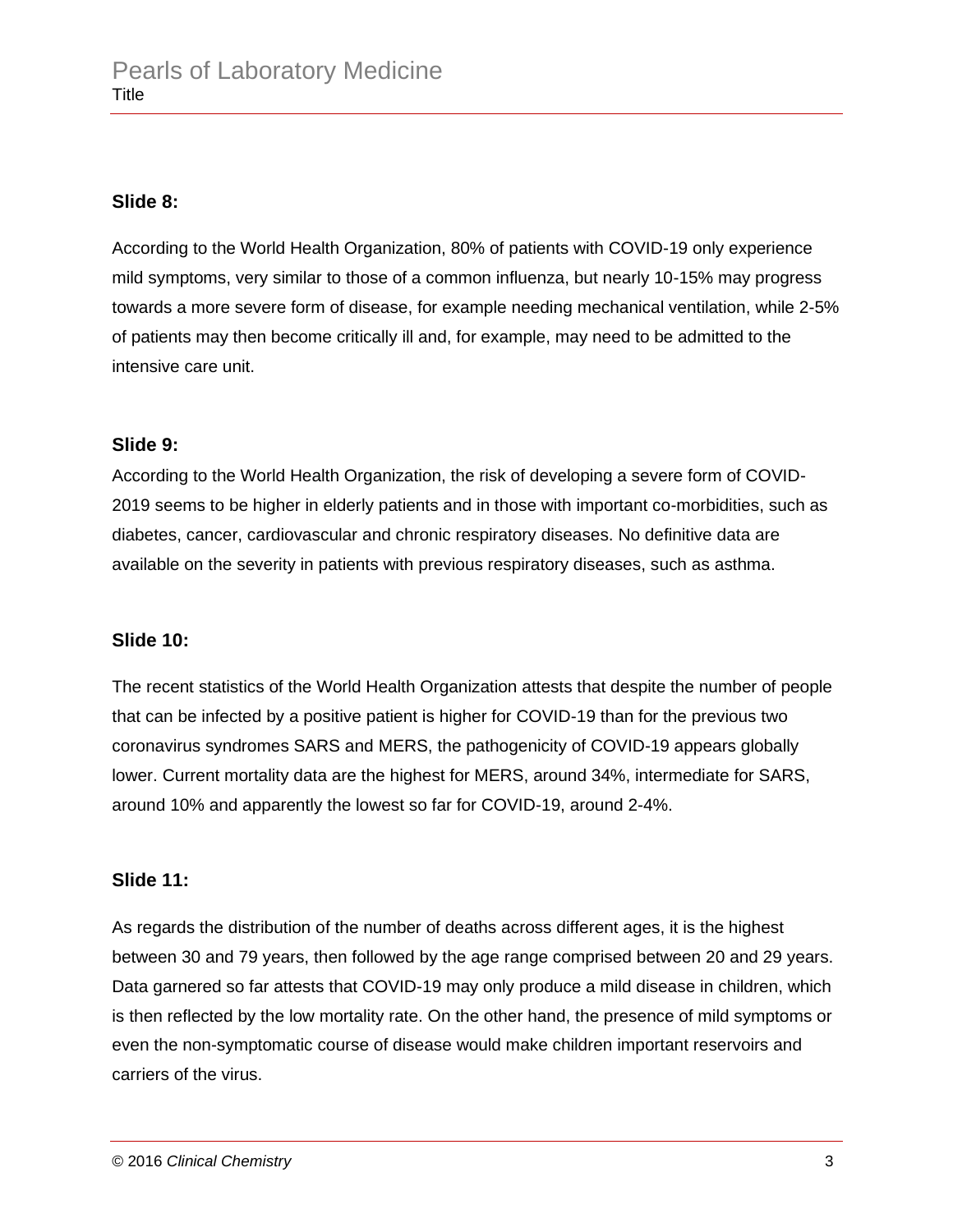**Slide 8:**

According to the World Health Organization, 80% of patients with COVID-19 only experience mild symptoms, very similar to those of a common influenza, but nearly 10-15% may progress towards a more severe form of disease, for example needing mechanical ventilation, while 2-5% of patients may then become critically ill and, for example, may need to be admitted to the intensive care unit.

**Slide 9:**

According to the World Health Organization, the risk of developing a severe form of COVID-2019 seems to be higher in elderly patients and in those with important co-morbidities, such as diabetes, cancer, cardiovascular and chronic respiratory diseases. No definitive data are available on the severity in patients with previous respiratory diseases, such as asthma.

**Slide 10:**

The recent statistics of the World Health Organization attests that despite the number of people that can be infected by a positive patient is higher for COVID-19 than for the previous two coronavirus syndromes SARS and MERS, the pathogenicity of COVID-19 appears globally lower. Current mortality data are the highest for MERS, around 34%, intermediate for SARS, around 10% and apparently the lowest so far for COVID-19, around 2-4%.

**Slide 11:**

As regards the distribution of the number of deaths across different ages, it is the highest between 30 and 79 years, then followed by the age range comprised between 20 and 29 years. Data garnered so far attests that COVID-19 may only produce a mild disease in children, which is then reflected by the low mortality rate. On the other hand, the presence of mild symptoms or even the non-symptomatic course of disease would make children important reservoirs and carriers of the virus.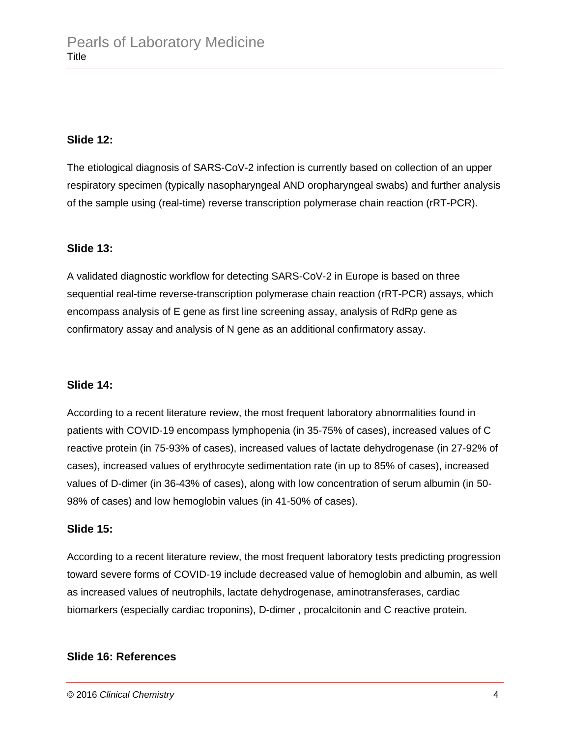**Slide 12:**

The etiological diagnosis of SARS-CoV-2 infection is currently based on collection of an upper respiratory specimen (typically nasopharyngeal AND oropharyngeal swabs) and further analysis of the sample using (real-time) reverse transcription polymerase chain reaction (rRT-PCR).

**Slide 13:**

A validated diagnostic workflow for detecting SARS-CoV-2 in Europe is based on three sequential real-time reverse-transcription polymerase chain reaction (rRT-PCR) assays, which encompass analysis of E gene as first line screening assay, analysis of RdRp gene as confirmatory assay and analysis of N gene as an additional confirmatory assay.

**Slide 14:**

According to a recent literature review, the most frequent laboratory abnormalities found in patients with COVID-19 encompass lymphopenia (in 35-75% of cases), increased values of C reactive protein (in 75-93% of cases), increased values of lactate dehydrogenase (in 27-92% of cases), increased values of erythrocyte sedimentation rate (in up to 85% of cases), increased values of D-dimer (in 36-43% of cases), along with low concentration of serum albumin (in 50-98% of cases) and low hemoglobin values (in 41-50% of cases).

**Slide 15:**

According to a recent literature review, the most frequent laboratory tests predicting progression toward severe forms of COVID-19 include decreased value of hemoglobin and albumin, as well as increased values of neutrophils, lactate dehydrogenase, aminotransferases, cardiac biomarkers (especially cardiac troponins), D-dimer , procalcitonin and C reactive protein.

**Slide 16: References**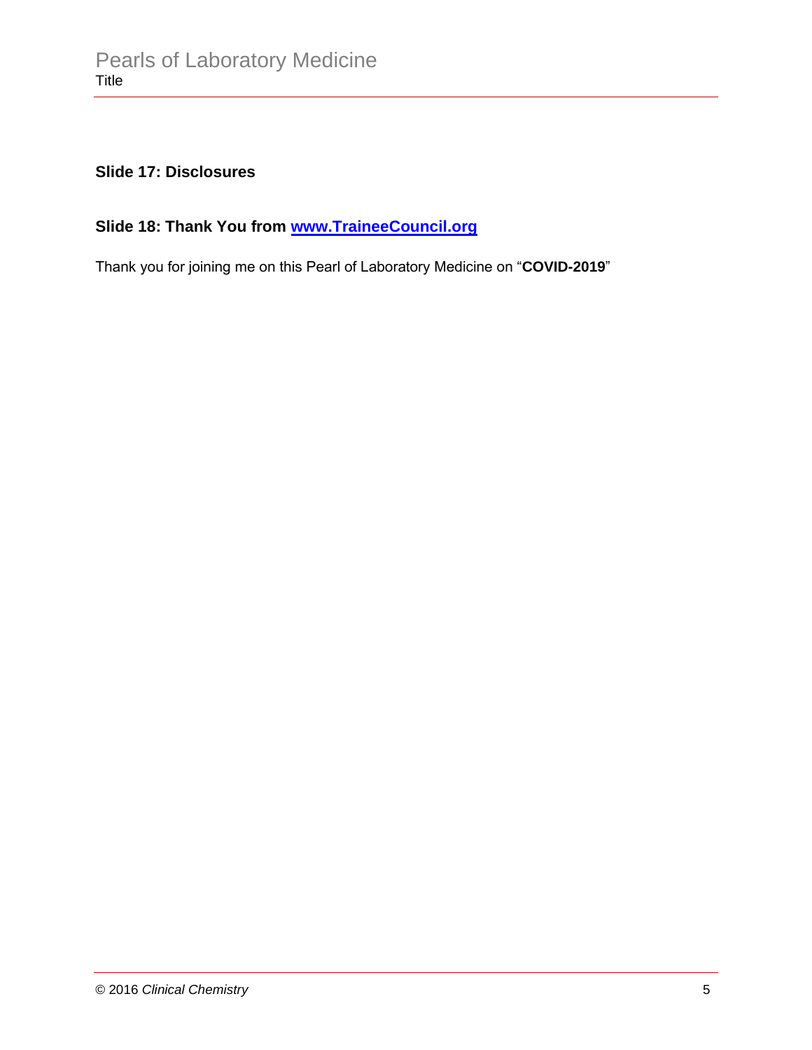**Slide 17: Disclosures**

**Slide 18: Thank You from www.TraineeCouncil.org**

Thank you for joining me on this Pearl of Laboratory Medicine on "**COVID-2019**"